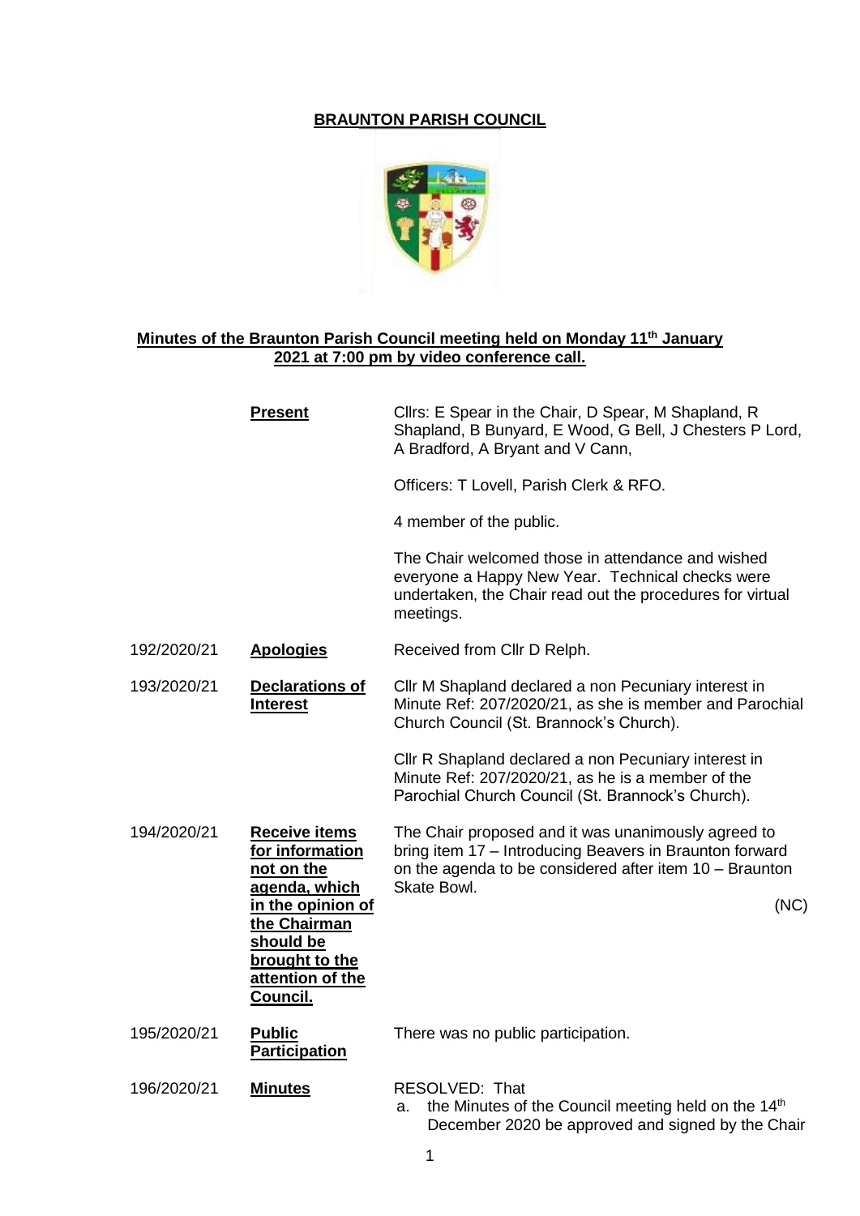# BRAUNTON PARISH COUNCIL

## Minutes of the Braunton Parish Council meeting held on Monday 11th January 2021 at 7:00 pm by video conference call.

| | | |
|---|---|---|
| | **Present** | Cllrs: E Spear in the Chair, D Spear, M Shapland, R Shapland, B Bunyard, E Wood, G Bell, J Chesters P Lord, A Bradford, A Bryant and V Cann,<br><br>Officers: T Lovell, Parish Clerk & RFO.<br><br>4 member of the public.<br><br>The Chair welcomed those in attendance and wished everyone a Happy New Year. Technical checks were undertaken, the Chair read out the procedures for virtual meetings. |
| 192/2020/21 | **Apologies** | Received from Cllr D Relph. |
| 193/2020/21 | **Declarations of Interest** | Cllr M Shapland declared a non Pecuniary interest in Minute Ref: 207/2020/21, as she is member and Parochial Church Council (St. Brannock's Church).<br><br>Cllr R Shapland declared a non Pecuniary interest in Minute Ref: 207/2020/21, as he is a member of the Parochial Church Council (St. Brannock's Church). |
| 194/2020/21 | **Receive items for information not on the agenda, which in the opinion of the Chairman should be brought to the attention of the Council.** | The Chair proposed and it was unanimously agreed to bring item 17 – Introducing Beavers in Braunton forward on the agenda to be considered after item 10 – Braunton Skate Bowl.<br><br>(NC) |
| 195/2020/21 | **Public Participation** | There was no public participation. |
| 196/2020/21 | **Minutes** | RESOLVED: That<br>a. the Minutes of the Council meeting held on the 14th December 2020 be approved and signed by the Chair |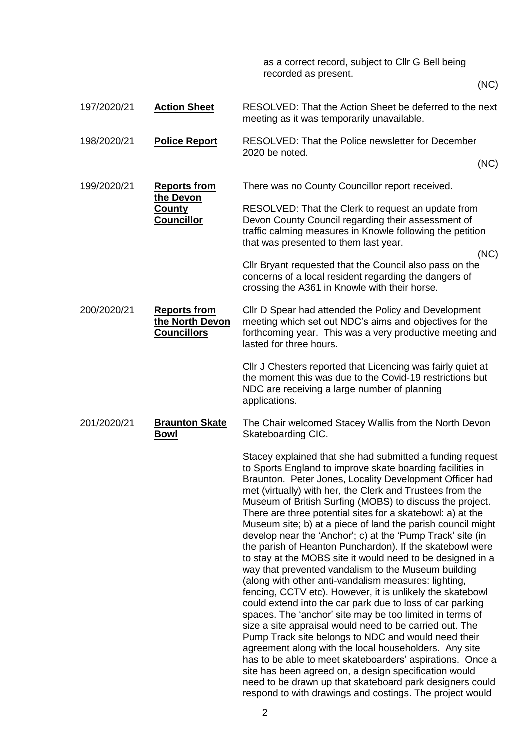| | | |
|---|---|---|
| | | as a correct record, subject to Cllr G Bell being recorded as present. (NC) |
| 197/2020/21 | **Action Sheet** | RESOLVED: That the Action Sheet be deferred to the next meeting as it was temporarily unavailable. |
| 198/2020/21 | **Police Report** | RESOLVED: That the Police newsletter for December 2020 be noted. (NC) |
| 199/2020/21 | **Reports from the Devon County Councillor** | There was no County Councillor report received.<br><br>RESOLVED: That the Clerk to request an update from Devon County Council regarding their assessment of traffic calming measures in Knowle following the petition that was presented to them last year. (NC)<br><br>Cllr Bryant requested that the Council also pass on the concerns of a local resident regarding the dangers of crossing the A361 in Knowle with their horse. |
| 200/2020/21 | **Reports from the North Devon Councillors** | Cllr D Spear had attended the Policy and Development meeting which set out NDC's aims and objectives for the forthcoming year. This was a very productive meeting and lasted for three hours.<br><br>Cllr J Chesters reported that Licencing was fairly quiet at the moment this was due to the Covid-19 restrictions but NDC are receiving a large number of planning applications. |
| 201/2020/21 | **Braunton Skate Bowl** | The Chair welcomed Stacey Wallis from the North Devon Skateboarding CIC.<br><br>Stacey explained that she had submitted a funding request to Sports England to improve skate boarding facilities in Braunton. Peter Jones, Locality Development Officer had met (virtually) with her, the Clerk and Trustees from the Museum of British Surfing (MOBS) to discuss the project. There are three potential sites for a skatebowl: a) at the Museum site; b) at a piece of land the parish council might develop near the 'Anchor'; c) at the 'Pump Track' site (in the parish of Heanton Punchardon). If the skatebowl were to stay at the MOBS site it would need to be designed in a way that prevented vandalism to the Museum building (along with other anti-vandalism measures: lighting, fencing, CCTV etc). However, it is unlikely the skatebowl could extend into the car park due to loss of car parking spaces. The 'anchor' site may be too limited in terms of size a site appraisal would need to be carried out. The Pump Track site belongs to NDC and would need their agreement along with the local householders. Any site has to be able to meet skateboarders' aspirations. Once a site has been agreed on, a design specification would need to be drawn up that skateboard park designers could respond to with drawings and costings. The project would |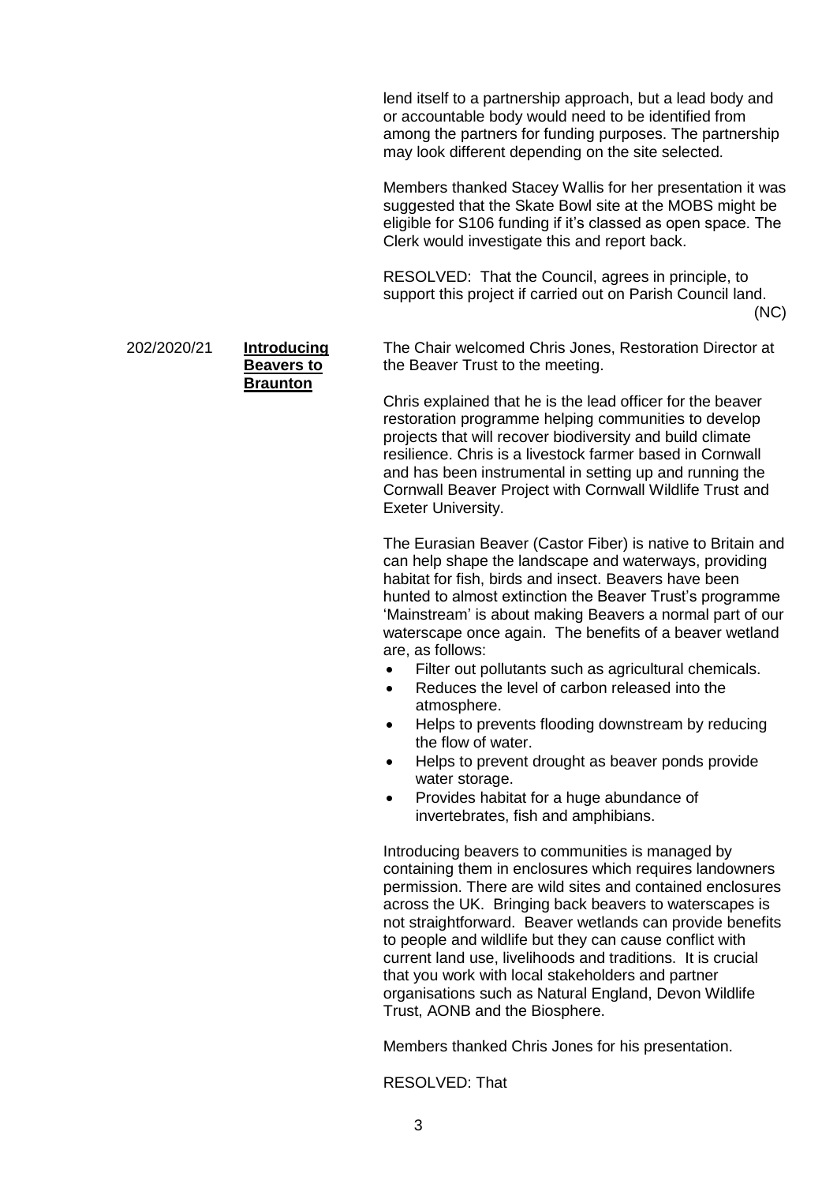lend itself to a partnership approach, but a lead body and or accountable body would need to be identified from among the partners for funding purposes. The partnership may look different depending on the site selected.

Members thanked Stacey Wallis for her presentation it was suggested that the Skate Bowl site at the MOBS might be eligible for S106 funding if it's classed as open space. The Clerk would investigate this and report back.

RESOLVED: That the Council, agrees in principle, to support this project if carried out on Parish Council land. (NC)

202/2020/21 **Introducing Beavers to Braunton**

The Chair welcomed Chris Jones, Restoration Director at the Beaver Trust to the meeting.

Chris explained that he is the lead officer for the beaver restoration programme helping communities to develop projects that will recover biodiversity and build climate resilience. Chris is a livestock farmer based in Cornwall and has been instrumental in setting up and running the Cornwall Beaver Project with Cornwall Wildlife Trust and Exeter University.

The Eurasian Beaver (Castor Fiber) is native to Britain and can help shape the landscape and waterways, providing habitat for fish, birds and insect. Beavers have been hunted to almost extinction the Beaver Trust's programme 'Mainstream' is about making Beavers a normal part of our waterscape once again. The benefits of a beaver wetland are, as follows:

- Filter out pollutants such as agricultural chemicals.
- Reduces the level of carbon released into the atmosphere.
- Helps to prevents flooding downstream by reducing the flow of water.
- Helps to prevent drought as beaver ponds provide water storage.
- Provides habitat for a huge abundance of invertebrates, fish and amphibians.

Introducing beavers to communities is managed by containing them in enclosures which requires landowners permission. There are wild sites and contained enclosures across the UK. Bringing back beavers to waterscapes is not straightforward. Beaver wetlands can provide benefits to people and wildlife but they can cause conflict with current land use, livelihoods and traditions. It is crucial that you work with local stakeholders and partner organisations such as Natural England, Devon Wildlife Trust, AONB and the Biosphere.

Members thanked Chris Jones for his presentation.

RESOLVED: That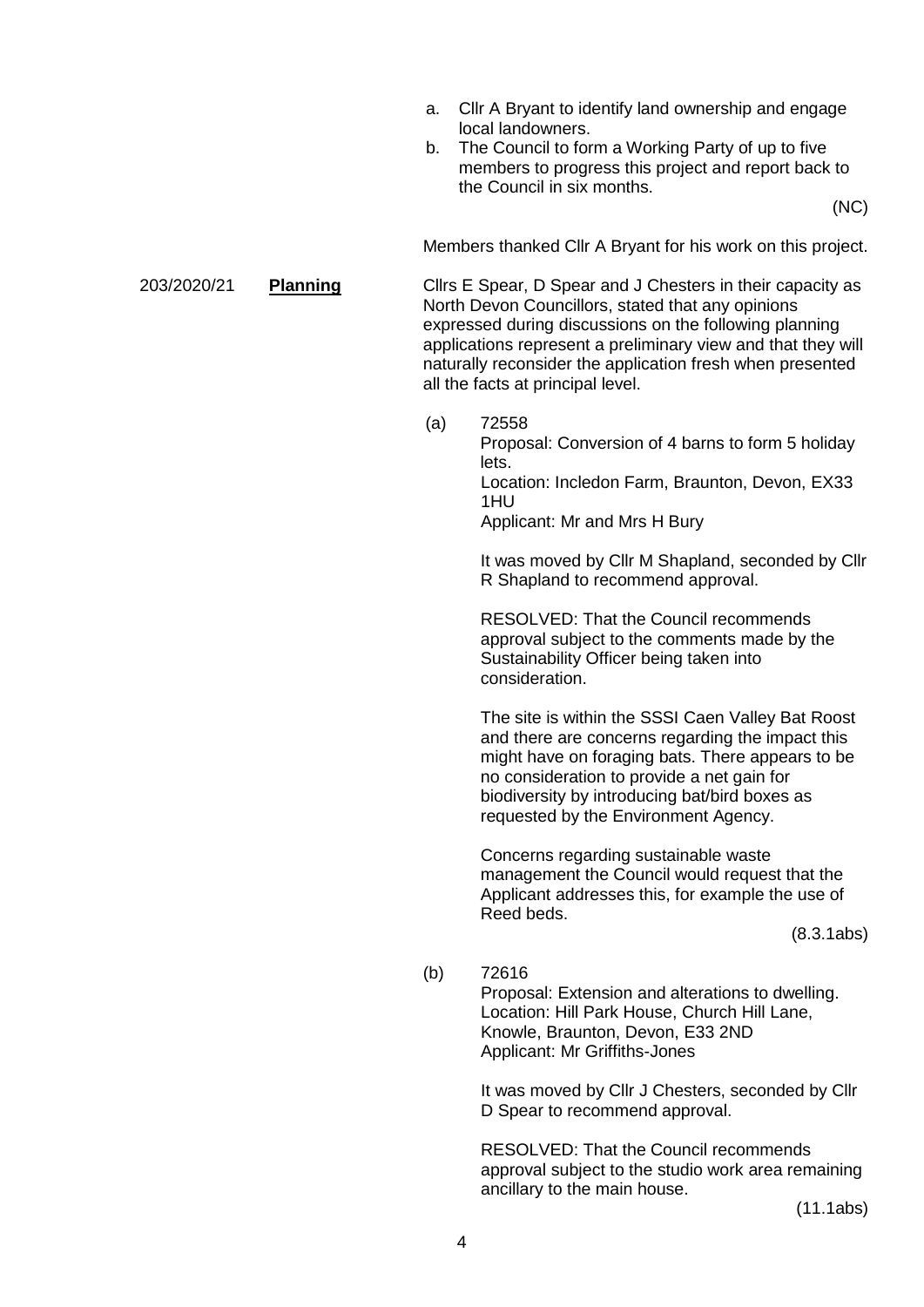a. Cllr A Bryant to identify land ownership and engage local landowners.
b. The Council to form a Working Party of up to five members to progress this project and report back to the Council in six months.

(NC)

Members thanked Cllr A Bryant for his work on this project.

203/2020/21 **Planning**

Cllrs E Spear, D Spear and J Chesters in their capacity as North Devon Councillors, stated that any opinions expressed during discussions on the following planning applications represent a preliminary view and that they will naturally reconsider the application fresh when presented all the facts at principal level.

(a) 72558
Proposal: Conversion of 4 barns to form 5 holiday lets.
Location: Incledon Farm, Braunton, Devon, EX33 1HU
Applicant: Mr and Mrs H Bury

It was moved by Cllr M Shapland, seconded by Cllr R Shapland to recommend approval.

RESOLVED: That the Council recommends approval subject to the comments made by the Sustainability Officer being taken into consideration.

The site is within the SSSI Caen Valley Bat Roost and there are concerns regarding the impact this might have on foraging bats. There appears to be no consideration to provide a net gain for biodiversity by introducing bat/bird boxes as requested by the Environment Agency.

Concerns regarding sustainable waste management the Council would request that the Applicant addresses this, for example the use of Reed beds.

(8.3.1abs)

(b) 72616
Proposal: Extension and alterations to dwelling.
Location: Hill Park House, Church Hill Lane, Knowle, Braunton, Devon, E33 2ND
Applicant: Mr Griffiths-Jones

It was moved by Cllr J Chesters, seconded by Cllr D Spear to recommend approval.

RESOLVED: That the Council recommends approval subject to the studio work area remaining ancillary to the main house.

(11.1abs)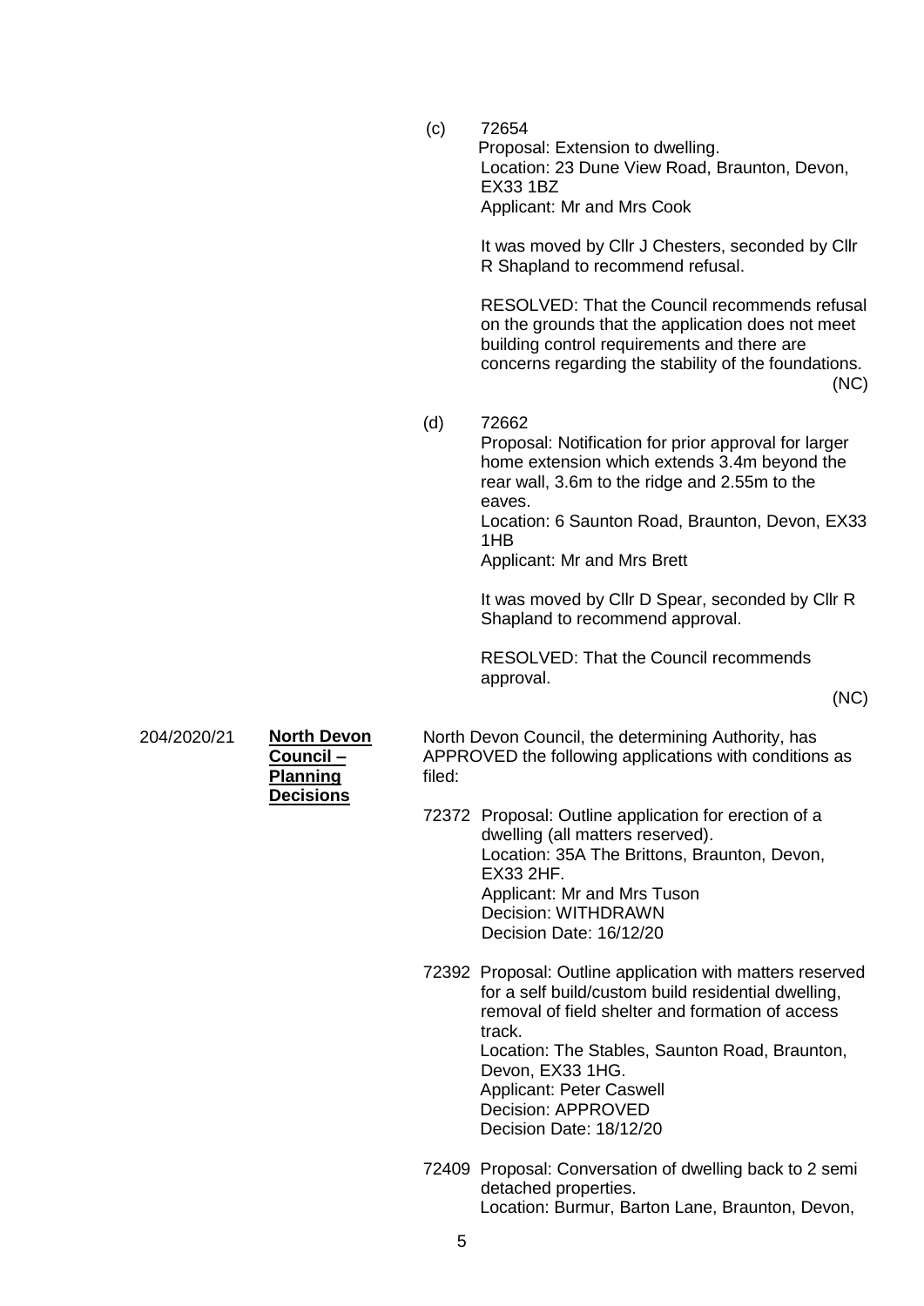(c) 72654
Proposal: Extension to dwelling.
Location: 23 Dune View Road, Braunton, Devon, EX33 1BZ
Applicant: Mr and Mrs Cook

It was moved by Cllr J Chesters, seconded by Cllr R Shapland to recommend refusal.

RESOLVED: That the Council recommends refusal on the grounds that the application does not meet building control requirements and there are concerns regarding the stability of the foundations. (NC)

(d) 72662
Proposal: Notification for prior approval for larger home extension which extends 3.4m beyond the rear wall, 3.6m to the ridge and 2.55m to the eaves.
Location: 6 Saunton Road, Braunton, Devon, EX33 1HB
Applicant: Mr and Mrs Brett

It was moved by Cllr D Spear, seconded by Cllr R Shapland to recommend approval.

RESOLVED: That the Council recommends approval. (NC)

204/2020/21 **North Devon Council – Planning Decisions**

North Devon Council, the determining Authority, has APPROVED the following applications with conditions as filed:

72372 Proposal: Outline application for erection of a dwelling (all matters reserved).
Location: 35A The Brittons, Braunton, Devon, EX33 2HF.
Applicant: Mr and Mrs Tuson
Decision: WITHDRAWN
Decision Date: 16/12/20

72392 Proposal: Outline application with matters reserved for a self build/custom build residential dwelling, removal of field shelter and formation of access track.
Location: The Stables, Saunton Road, Braunton, Devon, EX33 1HG.
Applicant: Peter Caswell
Decision: APPROVED
Decision Date: 18/12/20

72409 Proposal: Conversation of dwelling back to 2 semi detached properties.
Location: Burmur, Barton Lane, Braunton, Devon,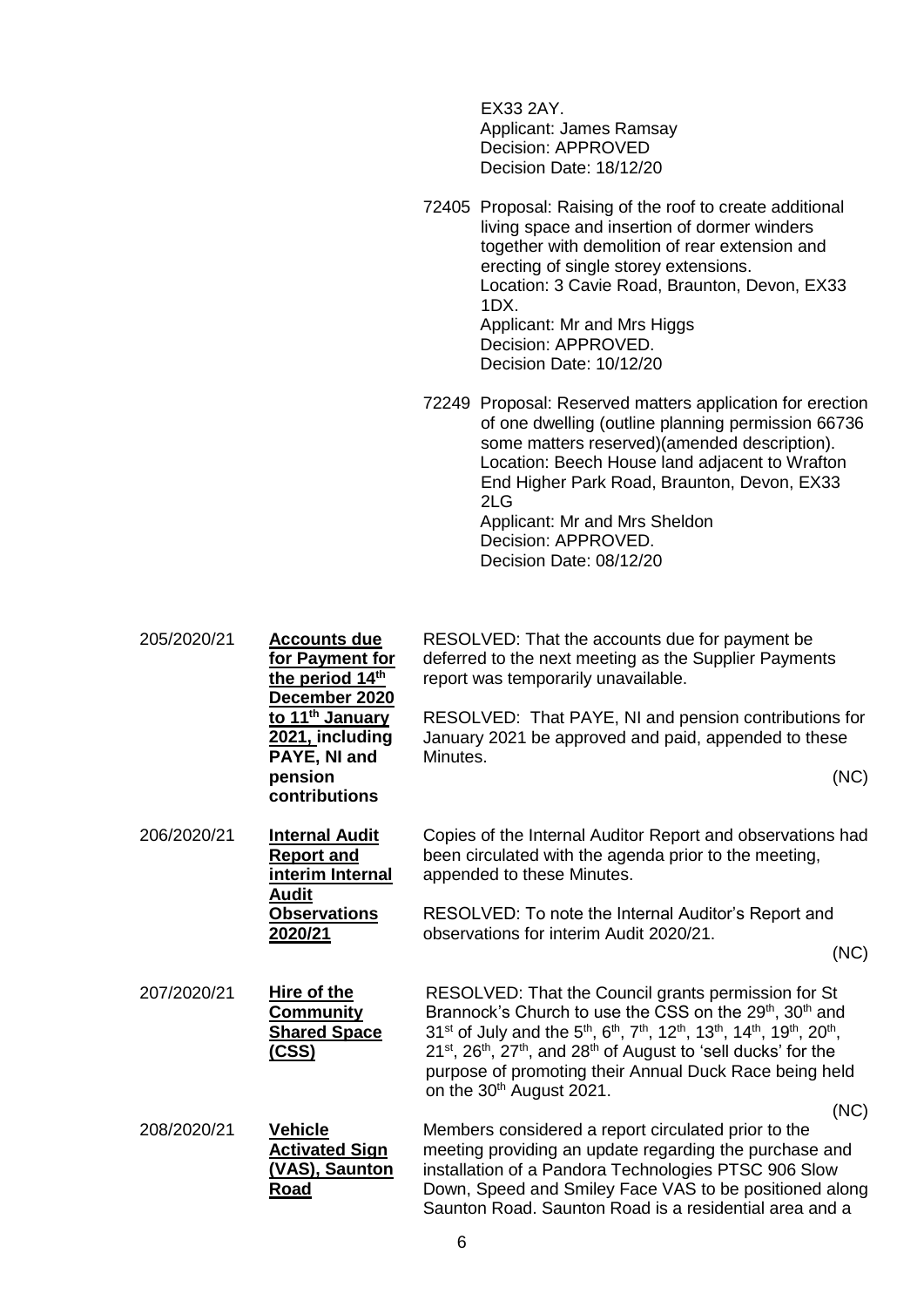EX33 2AY.
Applicant: James Ramsay
Decision: APPROVED
Decision Date: 18/12/20

72405 Proposal: Raising of the roof to create additional living space and insertion of dormer winders together with demolition of rear extension and erecting of single storey extensions.
Location: 3 Cavie Road, Braunton, Devon, EX33 1DX.
Applicant: Mr and Mrs Higgs
Decision: APPROVED.
Decision Date: 10/12/20

72249 Proposal: Reserved matters application for erection of one dwelling (outline planning permission 66736 some matters reserved)(amended description).
Location: Beech House land adjacent to Wrafton End Higher Park Road, Braunton, Devon, EX33 2LG
Applicant: Mr and Mrs Sheldon
Decision: APPROVED.
Decision Date: 08/12/20

| | | |
|---|---|---|
| 205/2020/21 | **Accounts due for Payment for the period 14th December 2020 to 11th January 2021, including PAYE, NI and pension contributions** | RESOLVED: That the accounts due for payment be deferred to the next meeting as the Supplier Payments report was temporarily unavailable.<br><br>RESOLVED: That PAYE, NI and pension contributions for January 2021 be approved and paid, appended to these Minutes.<br><br>(NC) |
| 206/2020/21 | **Internal Audit Report and interim Internal Audit Observations 2020/21** | Copies of the Internal Auditor Report and observations had been circulated with the agenda prior to the meeting, appended to these Minutes.<br><br>RESOLVED: To note the Internal Auditor's Report and observations for interim Audit 2020/21.<br><br>(NC) |
| 207/2020/21 | **Hire of the Community Shared Space (CSS)** | RESOLVED: That the Council grants permission for St Brannock's Church to use the CSS on the 29th, 30th and 31st of July and the 5th, 6th, 7th, 12th, 13th, 14th, 19th, 20th, 21st, 26th, 27th, and 28th of August to 'sell ducks' for the purpose of promoting their Annual Duck Race being held on the 30th August 2021.<br><br>(NC) |
| 208/2020/21 | **Vehicle Activated Sign (VAS), Saunton Road** | Members considered a report circulated prior to the meeting providing an update regarding the purchase and installation of a Pandora Technologies PTSC 906 Slow Down, Speed and Smiley Face VAS to be positioned along Saunton Road. Saunton Road is a residential area and a |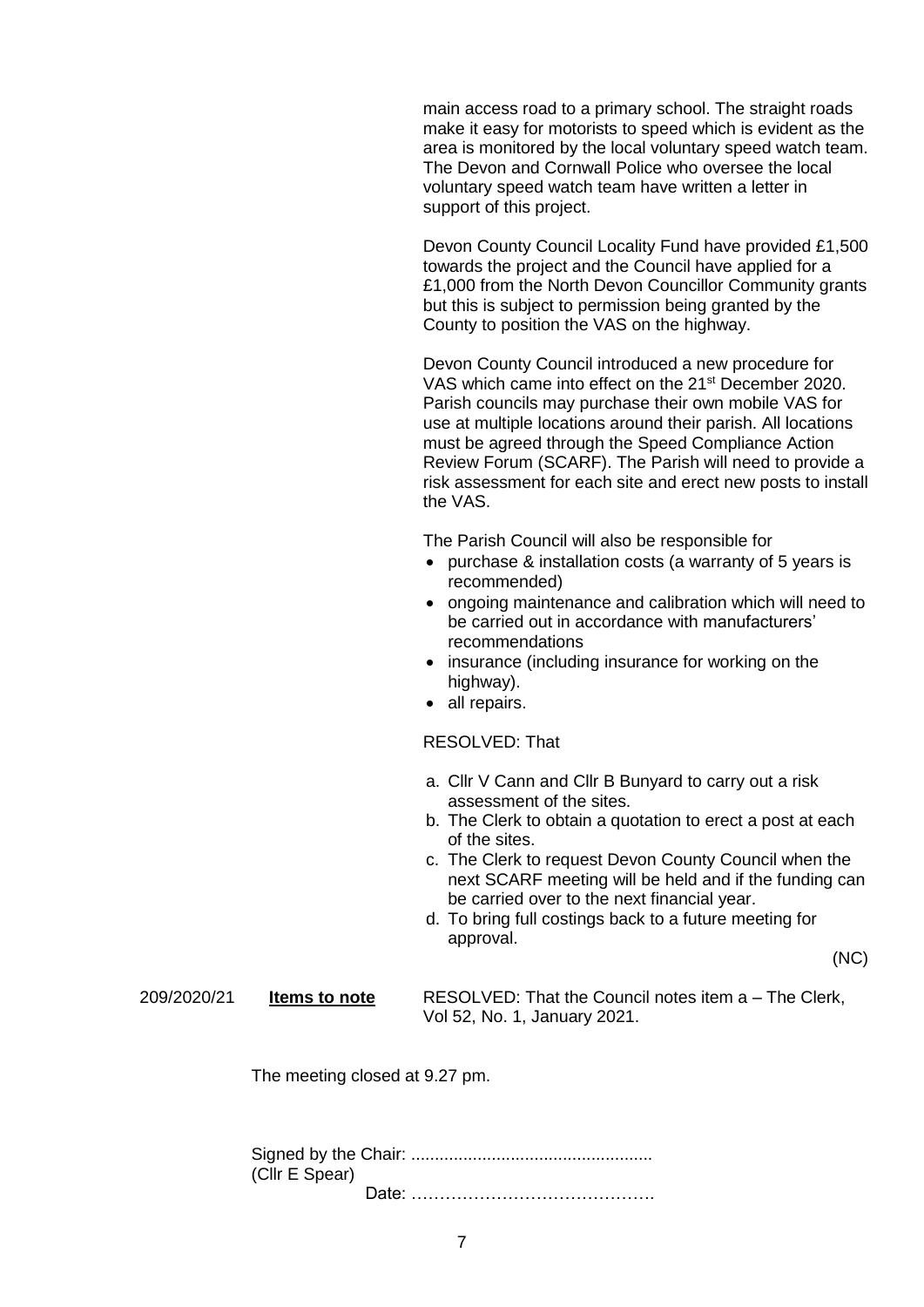main access road to a primary school. The straight roads make it easy for motorists to speed which is evident as the area is monitored by the local voluntary speed watch team. The Devon and Cornwall Police who oversee the local voluntary speed watch team have written a letter in support of this project.

Devon County Council Locality Fund have provided £1,500 towards the project and the Council have applied for a £1,000 from the North Devon Councillor Community grants but this is subject to permission being granted by the County to position the VAS on the highway.

Devon County Council introduced a new procedure for VAS which came into effect on the 21st December 2020. Parish councils may purchase their own mobile VAS for use at multiple locations around their parish. All locations must be agreed through the Speed Compliance Action Review Forum (SCARF). The Parish will need to provide a risk assessment for each site and erect new posts to install the VAS.

The Parish Council will also be responsible for

- purchase & installation costs (a warranty of 5 years is recommended)
- ongoing maintenance and calibration which will need to be carried out in accordance with manufacturers' recommendations
- insurance (including insurance for working on the highway).
- all repairs.

RESOLVED: That

a. Cllr V Cann and Cllr B Bunyard to carry out a risk assessment of the sites.
b. The Clerk to obtain a quotation to erect a post at each of the sites.
c. The Clerk to request Devon County Council when the next SCARF meeting will be held and if the funding can be carried over to the next financial year.
d. To bring full costings back to a future meeting for approval.

(NC)

209/2020/21 **Items to note** RESOLVED: That the Council notes item a – The Clerk, Vol 52, No. 1, January 2021.

The meeting closed at 9.27 pm.

Signed by the Chair: ...................................................
(Cllr E Spear)

Date: …………………………………….